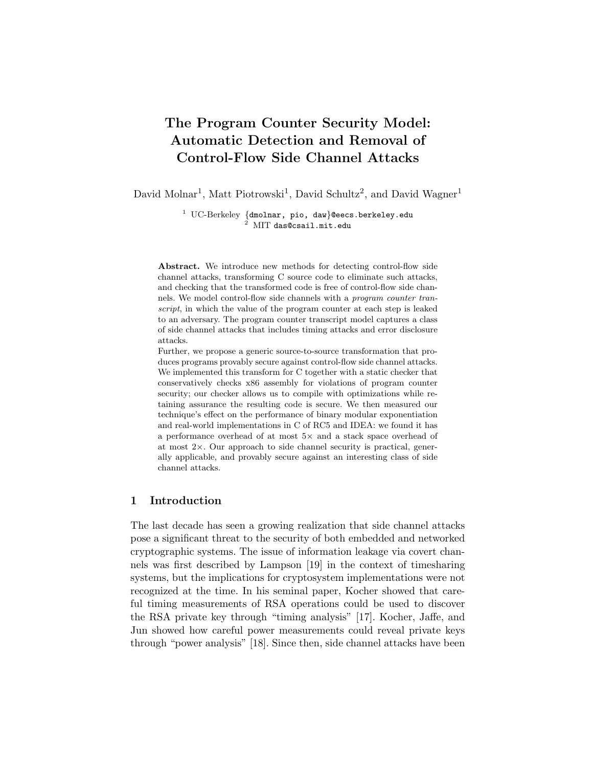# The Program Counter Security Model: Automatic Detection and Removal of Control-Flow Side Channel Attacks

David Molnar[1], Matt Piotrowski[1], David Schultz[2], and David Wagner[1]

[1] UC-Berkeley {dmolnar, pio, daw}@eecs.berkeley.edu
[2] MIT das@csail.mit.edu

**Abstract.** We introduce new methods for detecting control-flow side channel attacks, transforming C source code to eliminate such attacks, and checking that the transformed code is free of control-flow side channels. We model control-flow side channels with a *program counter transcript*, in which the value of the program counter at each step is leaked to an adversary. The program counter transcript model captures a class of side channel attacks that includes timing attacks and error disclosure attacks.

Further, we propose a generic source-to-source transformation that produces programs provably secure against control-flow side channel attacks. We implemented this transform for C together with a static checker that conservatively checks x86 assembly for violations of program counter security; our checker allows us to compile with optimizations while retaining assurance the resulting code is secure. We then measured our technique's effect on the performance of binary modular exponentiation and real-world implementations in C of RC5 and IDEA: we found it has a performance overhead of at most 5× and a stack space overhead of at most 2×. Our approach to side channel security is practical, generally applicable, and provably secure against an interesting class of side channel attacks.

## 1 Introduction

The last decade has seen a growing realization that side channel attacks pose a significant threat to the security of both embedded and networked cryptographic systems. The issue of information leakage via covert channels was first described by Lampson [19] in the context of timesharing systems, but the implications for cryptosystem implementations were not recognized at the time. In his seminal paper, Kocher showed that careful timing measurements of RSA operations could be used to discover the RSA private key through "timing analysis" [17]. Kocher, Jaffe, and Jun showed how careful power measurements could reveal private keys through "power analysis" [18]. Since then, side channel attacks have been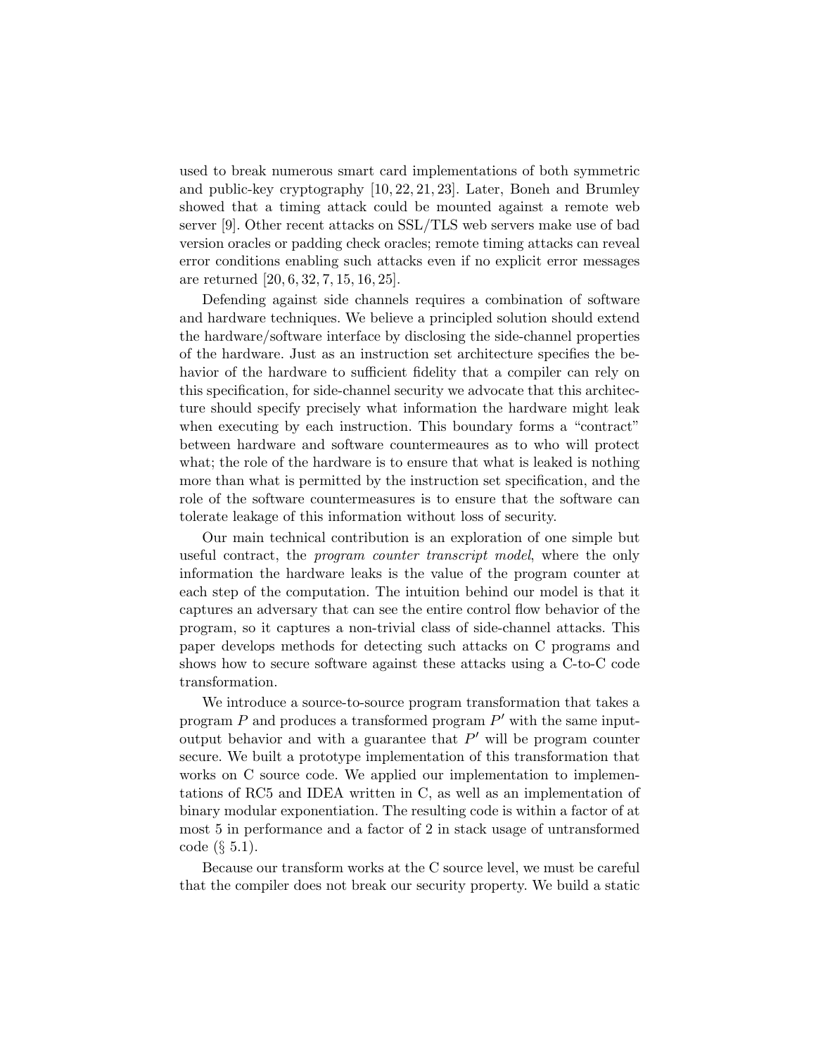used to break numerous smart card implementations of both symmetric and public-key cryptography [10, 22, 21, 23]. Later, Boneh and Brumley showed that a timing attack could be mounted against a remote web server [9]. Other recent attacks on SSL/TLS web servers make use of bad version oracles or padding check oracles; remote timing attacks can reveal error conditions enabling such attacks even if no explicit error messages are returned [20, 6, 32, 7, 15, 16, 25].

Defending against side channels requires a combination of software and hardware techniques. We believe a principled solution should extend the hardware/software interface by disclosing the side-channel properties of the hardware. Just as an instruction set architecture specifies the behavior of the hardware to sufficient fidelity that a compiler can rely on this specification, for side-channel security we advocate that this architecture should specify precisely what information the hardware might leak when executing by each instruction. This boundary forms a "contract" between hardware and software countermeaures as to who will protect what; the role of the hardware is to ensure that what is leaked is nothing more than what is permitted by the instruction set specification, and the role of the software countermeasures is to ensure that the software can tolerate leakage of this information without loss of security.

Our main technical contribution is an exploration of one simple but useful contract, the *program counter transcript model*, where the only information the hardware leaks is the value of the program counter at each step of the computation. The intuition behind our model is that it captures an adversary that can see the entire control flow behavior of the program, so it captures a non-trivial class of side-channel attacks. This paper develops methods for detecting such attacks on C programs and shows how to secure software against these attacks using a C-to-C code transformation.

We introduce a source-to-source program transformation that takes a program $P$ and produces a transformed program $P'$ with the same input-output behavior and with a guarantee that $P'$ will be program counter secure. We built a prototype implementation of this transformation that works on C source code. We applied our implementation to implementations of RC5 and IDEA written in C, as well as an implementation of binary modular exponentiation. The resulting code is within a factor of at most 5 in performance and a factor of 2 in stack usage of untransformed code (§ 5.1).

Because our transform works at the C source level, we must be careful that the compiler does not break our security property. We build a static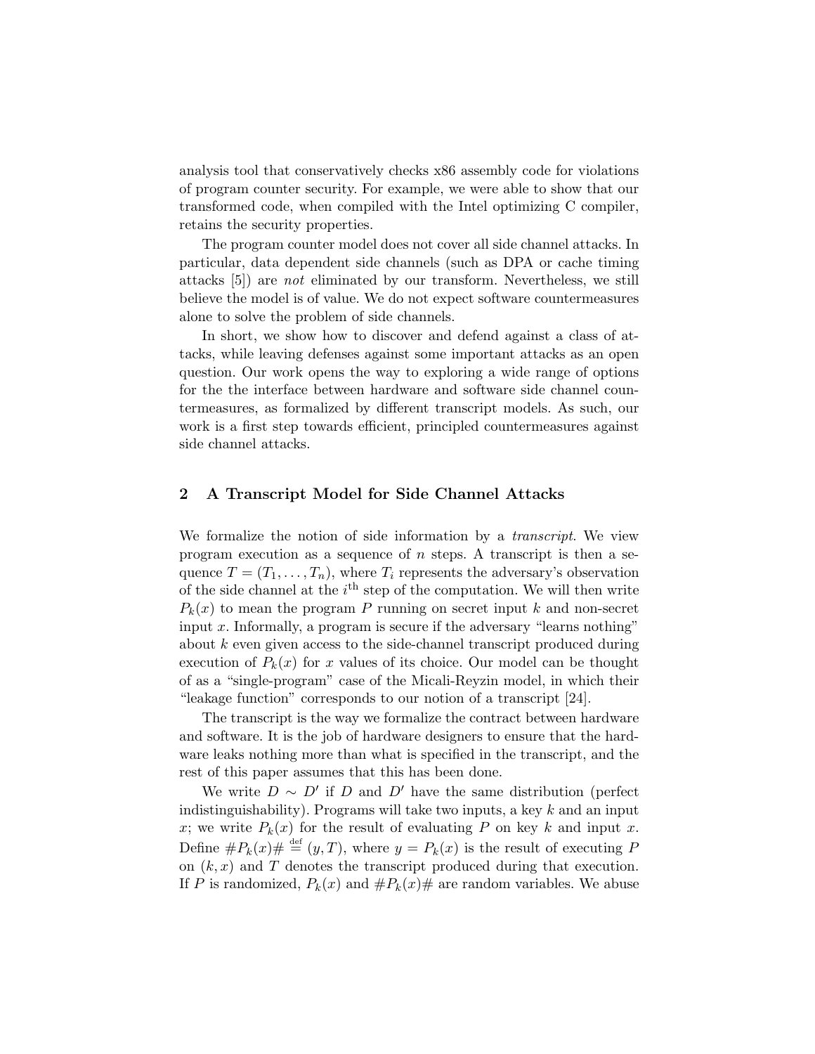analysis tool that conservatively checks x86 assembly code for violations of program counter security. For example, we were able to show that our transformed code, when compiled with the Intel optimizing C compiler, retains the security properties.

The program counter model does not cover all side channel attacks. In particular, data dependent side channels (such as DPA or cache timing attacks [5]) are *not* eliminated by our transform. Nevertheless, we still believe the model is of value. We do not expect software countermeasures alone to solve the problem of side channels.

In short, we show how to discover and defend against a class of attacks, while leaving defenses against some important attacks as an open question. Our work opens the way to exploring a wide range of options for the the interface between hardware and software side channel countermeasures, as formalized by different transcript models. As such, our work is a first step towards efficient, principled countermeasures against side channel attacks.

## 2 A Transcript Model for Side Channel Attacks

We formalize the notion of side information by a *transcript*. We view program execution as a sequence of $n$ steps. A transcript is then a sequence $T = (T_1, \ldots, T_n)$, where $T_i$ represents the adversary's observation of the side channel at the $i^{\text{th}}$ step of the computation. We will then write $P_k(x)$ to mean the program $P$ running on secret input $k$ and non-secret input $x$. Informally, a program is secure if the adversary "learns nothing" about $k$ even given access to the side-channel transcript produced during execution of $P_k(x)$ for $x$ values of its choice. Our model can be thought of as a "single-program" case of the Micali-Reyzin model, in which their "leakage function" corresponds to our notion of a transcript [24].

The transcript is the way we formalize the contract between hardware and software. It is the job of hardware designers to ensure that the hardware leaks nothing more than what is specified in the transcript, and the rest of this paper assumes that this has been done.

We write $D \sim D'$ if $D$ and $D'$ have the same distribution (perfect indistinguishability). Programs will take two inputs, a key $k$ and an input $x$; we write $P_k(x)$ for the result of evaluating $P$ on key $k$ and input $x$. Define $\#P_k(x)\# \stackrel{\text{def}}{=} (y, T)$, where $y = P_k(x)$ is the result of executing $P$ on $(k, x)$ and $T$ denotes the transcript produced during that execution. If $P$ is randomized, $P_k(x)$ and $\#P_k(x)\#$ are random variables. We abuse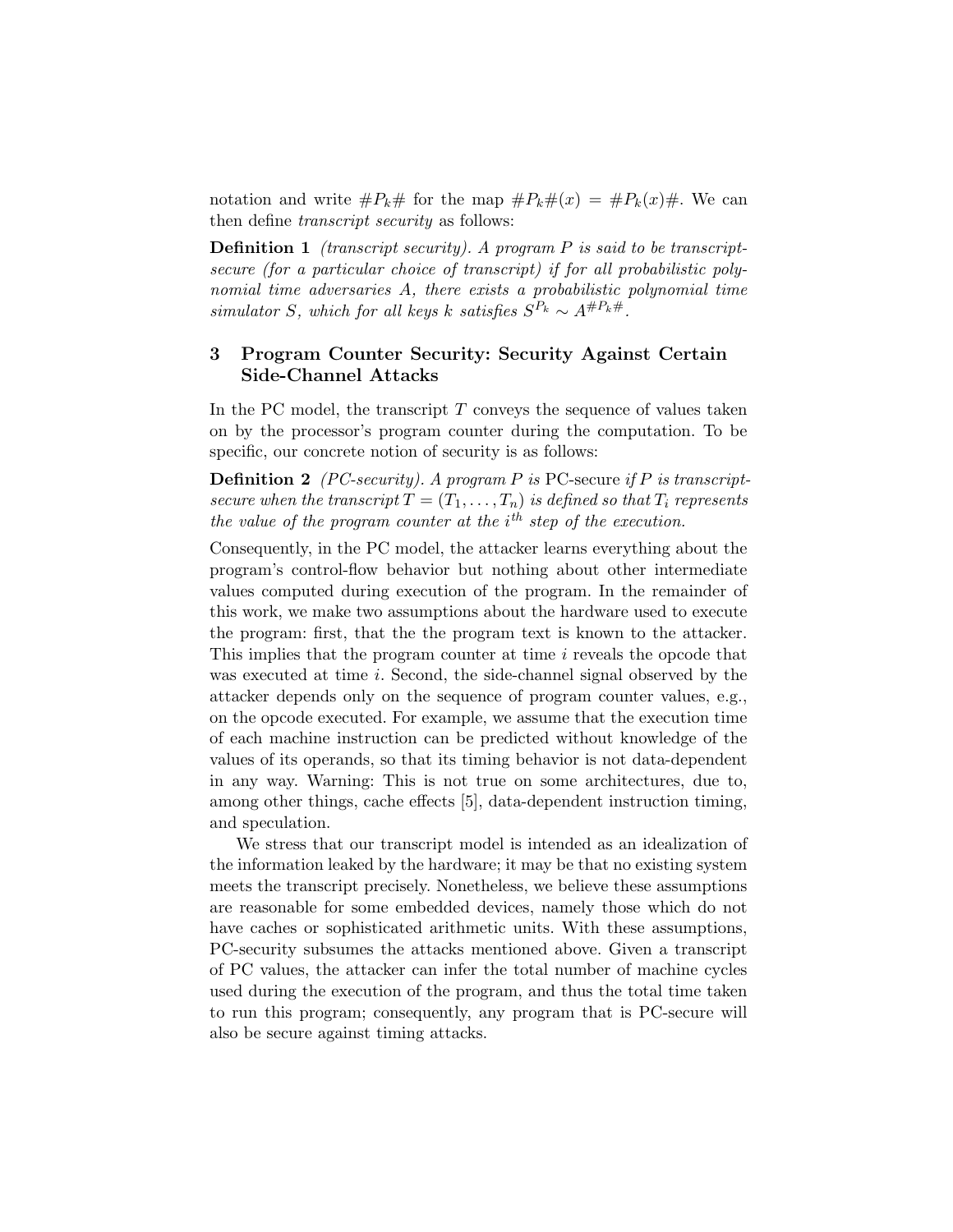notation and write $\#P_k\#$ for the map $\#P_k\#(x) = \#P_k(x)\#$. We can then define *transcript security* as follows:

**Definition 1** *(transcript security). A program $P$ is said to be transcript-secure (for a particular choice of transcript) if for all probabilistic polynomial time adversaries $A$, there exists a probabilistic polynomial time simulator $S$, which for all keys $k$ satisfies $S^{P_k} \sim A^{\#P_k\#}$.*

## 3 Program Counter Security: Security Against Certain Side-Channel Attacks

In the PC model, the transcript $T$ conveys the sequence of values taken on by the processor's program counter during the computation. To be specific, our concrete notion of security is as follows:

**Definition 2** *(PC-security). A program $P$ is* PC-secure *if $P$ is transcript-secure when the transcript $T = (T_1, \ldots, T_n)$ is defined so that $T_i$ represents the value of the program counter at the $i^{th}$ step of the execution.*

Consequently, in the PC model, the attacker learns everything about the program's control-flow behavior but nothing about other intermediate values computed during execution of the program. In the remainder of this work, we make two assumptions about the hardware used to execute the program: first, that the the program text is known to the attacker. This implies that the program counter at time $i$ reveals the opcode that was executed at time $i$. Second, the side-channel signal observed by the attacker depends only on the sequence of program counter values, e.g., on the opcode executed. For example, we assume that the execution time of each machine instruction can be predicted without knowledge of the values of its operands, so that its timing behavior is not data-dependent in any way. Warning: This is not true on some architectures, due to, among other things, cache effects [5], data-dependent instruction timing, and speculation.

We stress that our transcript model is intended as an idealization of the information leaked by the hardware; it may be that no existing system meets the transcript precisely. Nonetheless, we believe these assumptions are reasonable for some embedded devices, namely those which do not have caches or sophisticated arithmetic units. With these assumptions, PC-security subsumes the attacks mentioned above. Given a transcript of PC values, the attacker can infer the total number of machine cycles used during the execution of the program, and thus the total time taken to run this program; consequently, any program that is PC-secure will also be secure against timing attacks.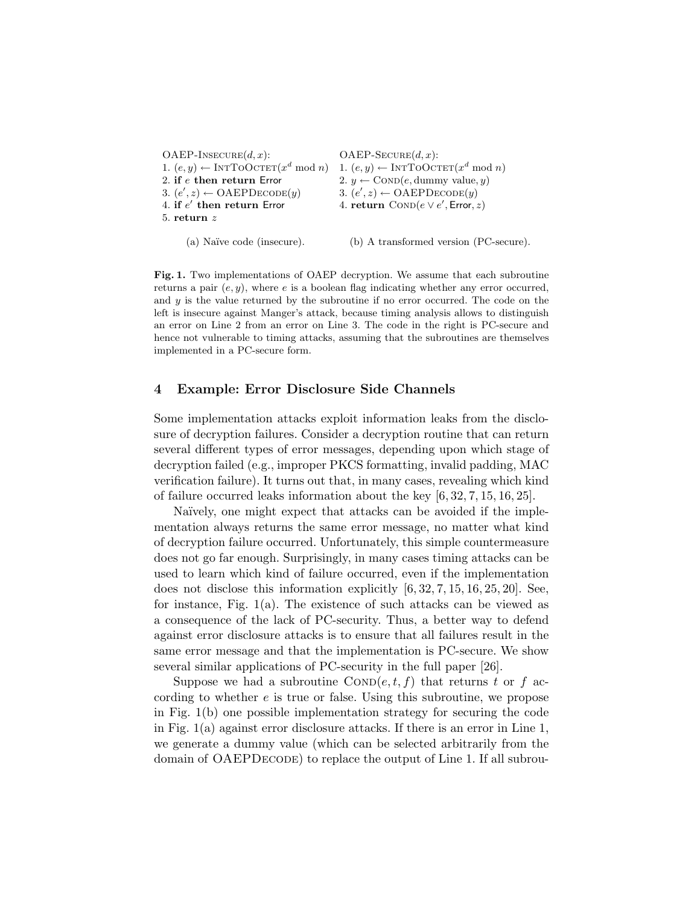```
OAEP-Insecure(d, x):
1. (e, y) ← IntToOctet(x^d mod n)
2. if e then return Error
3. (e', z) ← OAEPDecode(y)
4. if e' then return Error
5. return z
```

(a) Naïve code (insecure).

```
OAEP-Secure(d, x):
1. (e, y) ← IntToOctet(x^d mod n)
2. y ← Cond(e, dummy value, y)
3. (e', z) ← OAEPDecode(y)
4. return Cond(e ∨ e', Error, z)
```

(b) A transformed version (PC-secure).

**Fig. 1.** Two implementations of OAEP decryption. We assume that each subroutine returns a pair $(e, y)$, where $e$ is a boolean flag indicating whether any error occurred, and $y$ is the value returned by the subroutine if no error occurred. The code on the left is insecure against Manger's attack, because timing analysis allows to distinguish an error on Line 2 from an error on Line 3. The code in the right is PC-secure and hence not vulnerable to timing attacks, assuming that the subroutines are themselves implemented in a PC-secure form.

## 4 Example: Error Disclosure Side Channels

Some implementation attacks exploit information leaks from the disclosure of decryption failures. Consider a decryption routine that can return several different types of error messages, depending upon which stage of decryption failed (e.g., improper PKCS formatting, invalid padding, MAC verification failure). It turns out that, in many cases, revealing which kind of failure occurred leaks information about the key [6, 32, 7, 15, 16, 25].

Naïvely, one might expect that attacks can be avoided if the implementation always returns the same error message, no matter what kind of decryption failure occurred. Unfortunately, this simple countermeasure does not go far enough. Surprisingly, in many cases timing attacks can be used to learn which kind of failure occurred, even if the implementation does not disclose this information explicitly [6, 32, 7, 15, 16, 25, 20]. See, for instance, Fig. 1(a). The existence of such attacks can be viewed as a consequence of the lack of PC-security. Thus, a better way to defend against error disclosure attacks is to ensure that all failures result in the same error message and that the implementation is PC-secure. We show several similar applications of PC-security in the full paper [26].

Suppose we had a subroutine $\text{Cond}(e, t, f)$ that returns $t$ or $f$ according to whether $e$ is true or false. Using this subroutine, we propose in Fig. 1(b) one possible implementation strategy for securing the code in Fig. 1(a) against error disclosure attacks. If there is an error in Line 1, we generate a dummy value (which can be selected arbitrarily from the domain of OAEPDecode) to replace the output of Line 1. If all subrou-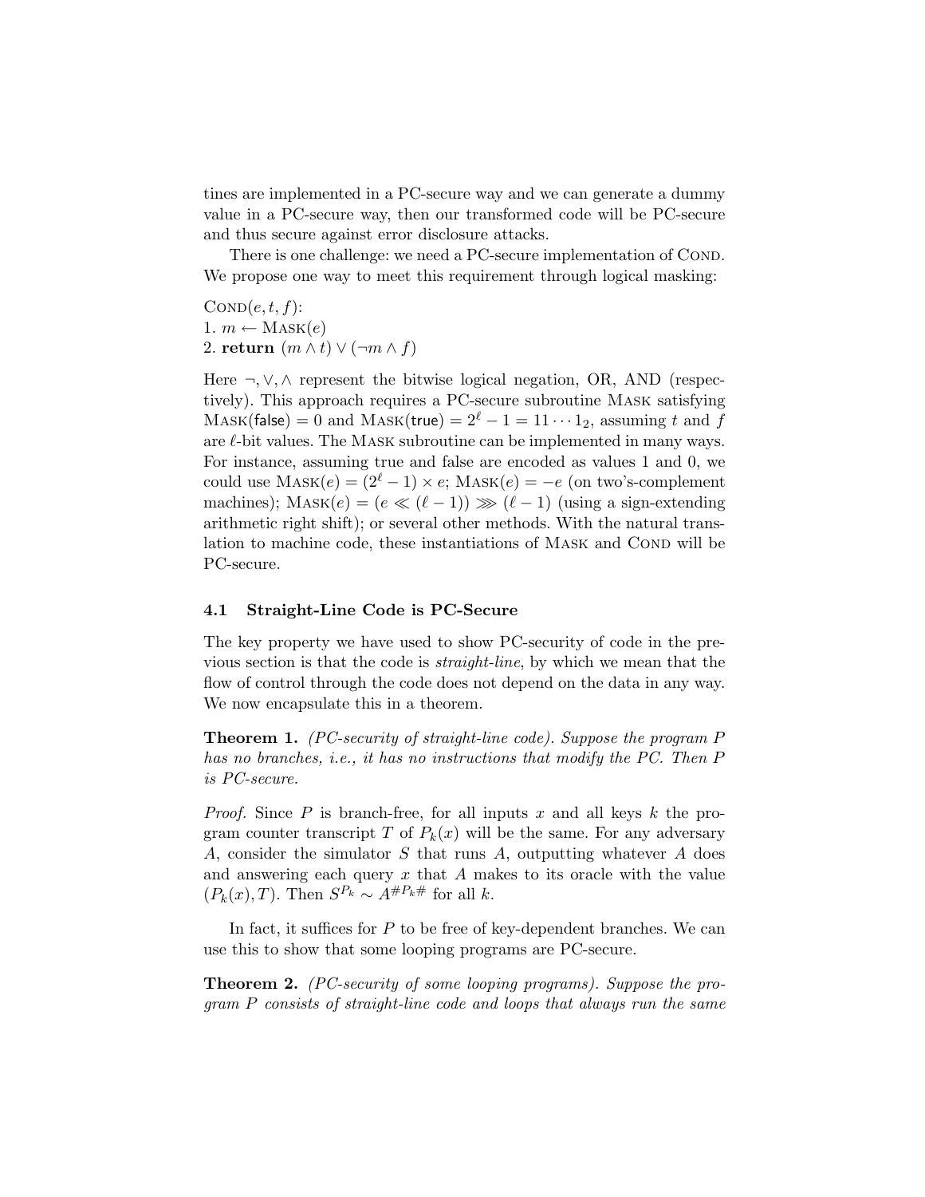tines are implemented in a PC-secure way and we can generate a dummy value in a PC-secure way, then our transformed code will be PC-secure and thus secure against error disclosure attacks.

There is one challenge: we need a PC-secure implementation of Cond. We propose one way to meet this requirement through logical masking:

Cond$(e, t, f)$:
1. $m \leftarrow$ Mask$(e)$
2. **return** $(m \wedge t) \vee (\neg m \wedge f)$

Here $\neg, \vee, \wedge$ represent the bitwise logical negation, OR, AND (respectively). This approach requires a PC-secure subroutine Mask satisfying Mask(false) $= 0$ and Mask(true) $= 2^\ell - 1 = 11\cdots1_2$, assuming $t$ and $f$ are $\ell$-bit values. The Mask subroutine can be implemented in many ways. For instance, assuming true and false are encoded as values 1 and 0, we could use Mask$(e) = (2^\ell - 1) \times e$; Mask$(e) = -e$ (on two's-complement machines); Mask$(e) = (e \ll (\ell - 1)) \ggg (\ell - 1)$ (using a sign-extending arithmetic right shift); or several other methods. With the natural translation to machine code, these instantiations of Mask and Cond will be PC-secure.

### 4.1 Straight-Line Code is PC-Secure

The key property we have used to show PC-security of code in the previous section is that the code is *straight-line*, by which we mean that the flow of control through the code does not depend on the data in any way. We now encapsulate this in a theorem.

**Theorem 1.** *(PC-security of straight-line code). Suppose the program $P$ has no branches, i.e., it has no instructions that modify the PC. Then $P$ is PC-secure.*

*Proof.* Since $P$ is branch-free, for all inputs $x$ and all keys $k$ the program counter transcript $T$ of $P_k(x)$ will be the same. For any adversary $A$, consider the simulator $S$ that runs $A$, outputting whatever $A$ does and answering each query $x$ that $A$ makes to its oracle with the value $(P_k(x), T)$. Then $S^{P_k} \sim A^{\#P_k\#}$ for all $k$.

In fact, it suffices for $P$ to be free of key-dependent branches. We can use this to show that some looping programs are PC-secure.

**Theorem 2.** *(PC-security of some looping programs). Suppose the program $P$ consists of straight-line code and loops that always run the same*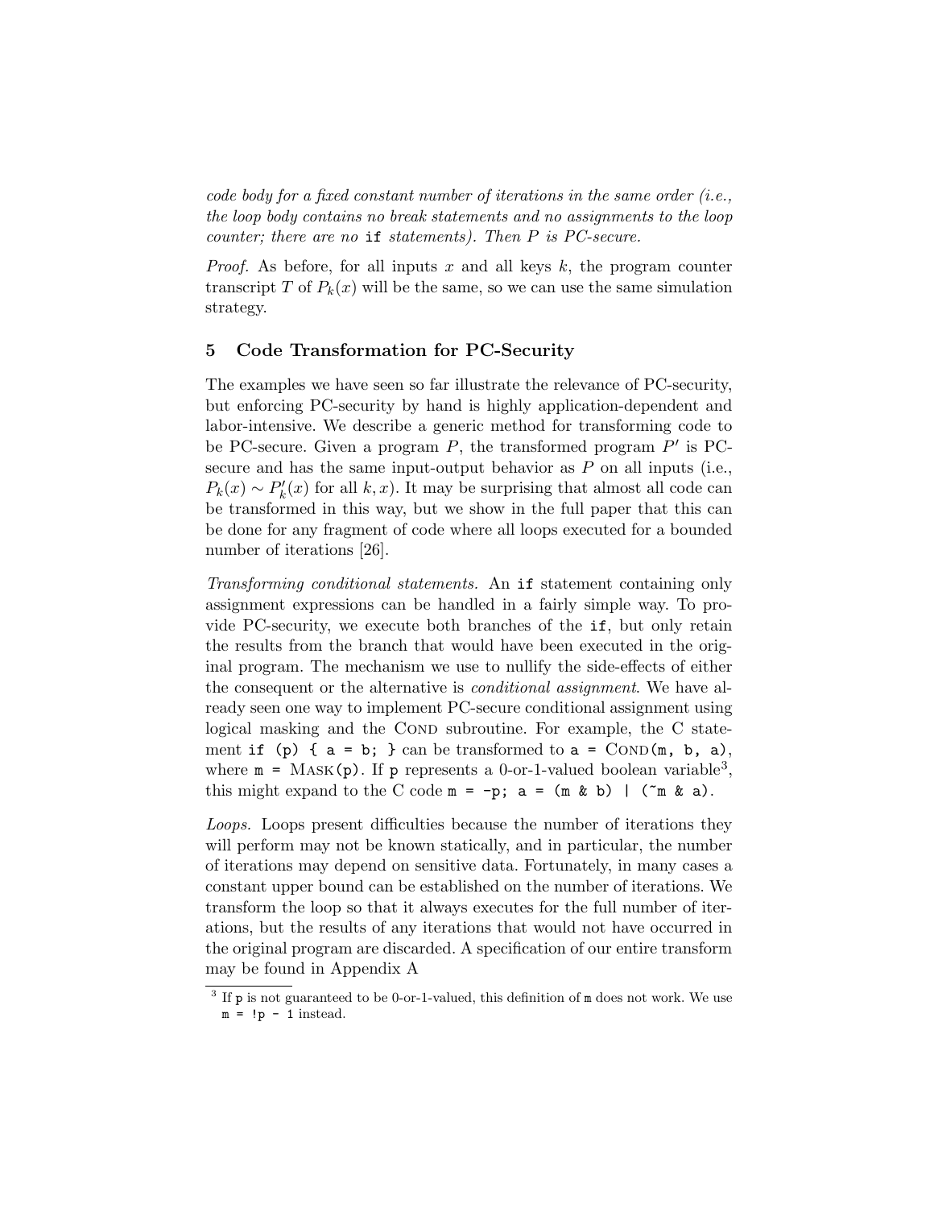*code body for a fixed constant number of iterations in the same order (i.e., the loop body contains no break statements and no assignments to the loop counter; there are no* `if` *statements). Then $P$ is PC-secure.*

*Proof.* As before, for all inputs $x$ and all keys $k$, the program counter transcript $T$ of $P_k(x)$ will be the same, so we can use the same simulation strategy.

## 5 Code Transformation for PC-Security

The examples we have seen so far illustrate the relevance of PC-security, but enforcing PC-security by hand is highly application-dependent and labor-intensive. We describe a generic method for transforming code to be PC-secure. Given a program $P$, the transformed program $P'$ is PC-secure and has the same input-output behavior as $P$ on all inputs (i.e., $P_k(x) \sim P'_k(x)$ for all $k, x$). It may be surprising that almost all code can be transformed in this way, but we show in the full paper that this can be done for any fragment of code where all loops executed for a bounded number of iterations [26].

*Transforming conditional statements.* An `if` statement containing only assignment expressions can be handled in a fairly simple way. To provide PC-security, we execute both branches of the `if`, but only retain the results from the branch that would have been executed in the original program. The mechanism we use to nullify the side-effects of either the consequent or the alternative is *conditional assignment*. We have already seen one way to implement PC-secure conditional assignment using logical masking and the COND subroutine. For example, the C statement `if (p) { a = b; }` can be transformed to `a = COND(m, b, a)`, where `m = MASK(p)`. If `p` represents a 0-or-1-valued boolean variable[3], this might expand to the C code `m = -p; a = (m & b) | (~m & a)`.

*Loops.* Loops present difficulties because the number of iterations they will perform may not be known statically, and in particular, the number of iterations may depend on sensitive data. Fortunately, in many cases a constant upper bound can be established on the number of iterations. We transform the loop so that it always executes for the full number of iterations, but the results of any iterations that would not have occurred in the original program are discarded. A specification of our entire transform may be found in Appendix A

[3] If `p` is not guaranteed to be 0-or-1-valued, this definition of `m` does not work. We use `m = !p - 1` instead.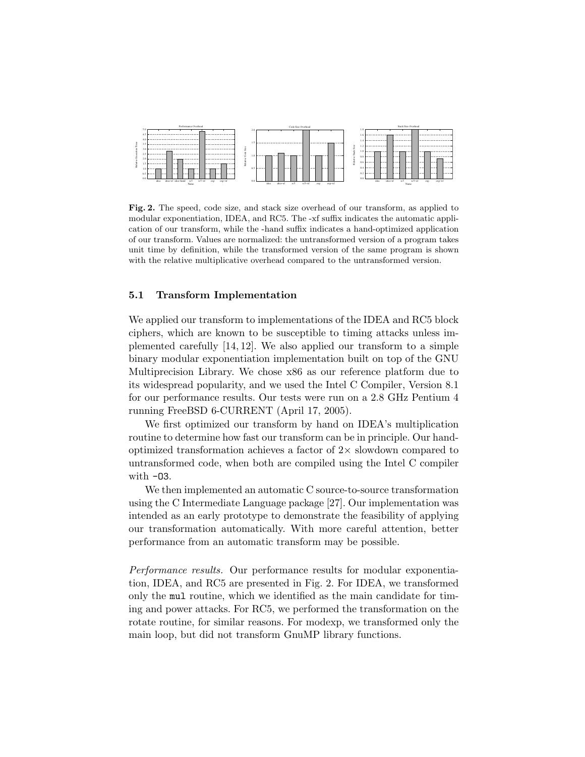**Fig. 2.** The speed, code size, and stack size overhead of our transform, as applied to modular exponentiation, IDEA, and RC5. The -xf suffix indicates the automatic application of our transform, while the -hand suffix indicates a hand-optimized application of our transform. Values are normalized: the untransformed version of a program takes unit time by definition, while the transformed version of the same program is shown with the relative multiplicative overhead compared to the untransformed version.

### 5.1 Transform Implementation

We applied our transform to implementations of the IDEA and RC5 block ciphers, which are known to be susceptible to timing attacks unless implemented carefully [14, 12]. We also applied our transform to a simple binary modular exponentiation implementation built on top of the GNU Multiprecision Library. We chose x86 as our reference platform due to its widespread popularity, and we used the Intel C Compiler, Version 8.1 for our performance results. Our tests were run on a 2.8 GHz Pentium 4 running FreeBSD 6-CURRENT (April 17, 2005).

We first optimized our transform by hand on IDEA's multiplication routine to determine how fast our transform can be in principle. Our hand-optimized transformation achieves a factor of $2\times$ slowdown compared to untransformed code, when both are compiled using the Intel C compiler with `-O3`.

We then implemented an automatic C source-to-source transformation using the C Intermediate Language package [27]. Our implementation was intended as an early prototype to demonstrate the feasibility of applying our transformation automatically. With more careful attention, better performance from an automatic transform may be possible.

*Performance results.* Our performance results for modular exponentiation, IDEA, and RC5 are presented in Fig. 2. For IDEA, we transformed only the `mul` routine, which we identified as the main candidate for timing and power attacks. For RC5, we performed the transformation on the rotate routine, for similar reasons. For modexp, we transformed only the main loop, but did not transform GnuMP library functions.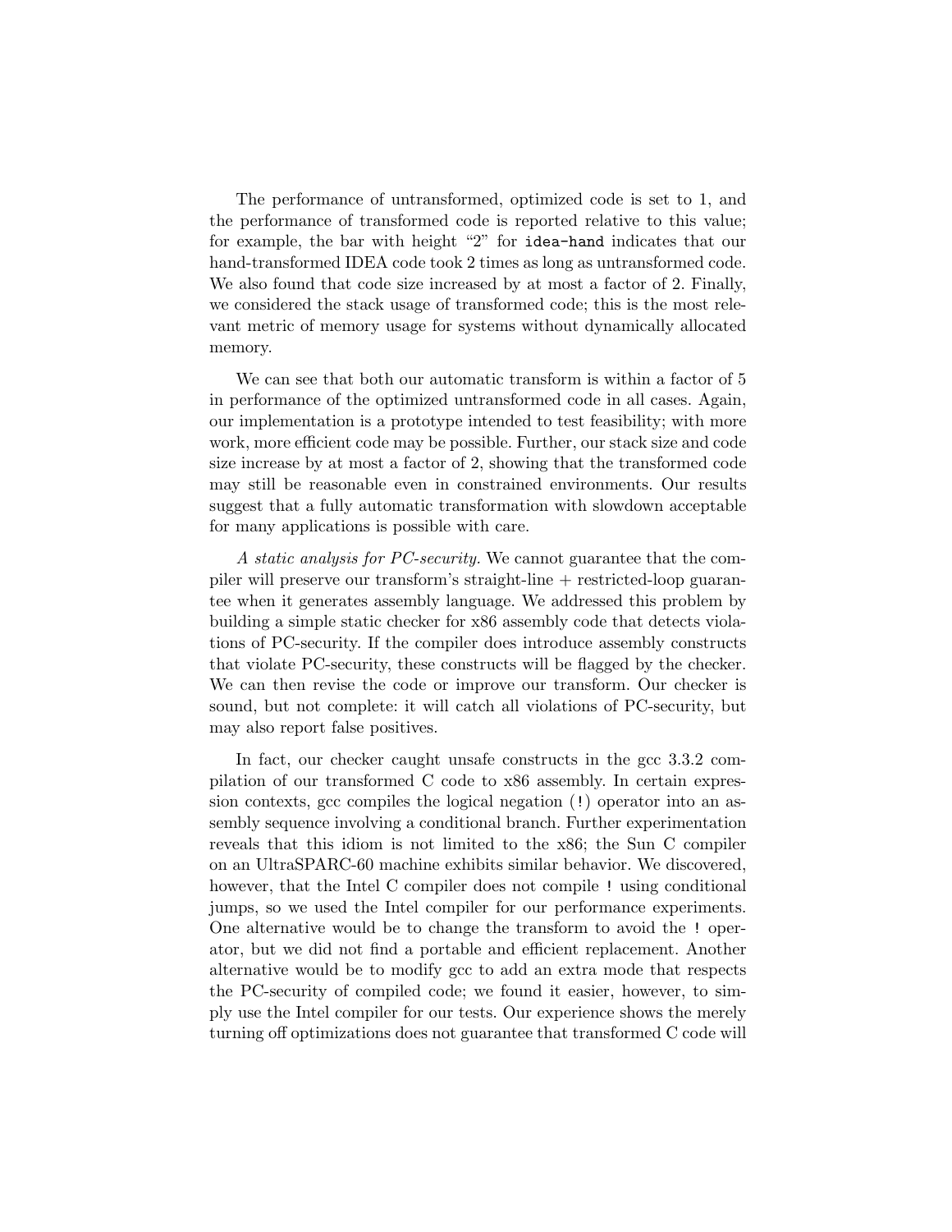The performance of untransformed, optimized code is set to 1, and the performance of transformed code is reported relative to this value; for example, the bar with height "2" for `idea-hand` indicates that our hand-transformed IDEA code took 2 times as long as untransformed code. We also found that code size increased by at most a factor of 2. Finally, we considered the stack usage of transformed code; this is the most relevant metric of memory usage for systems without dynamically allocated memory.

We can see that both our automatic transform is within a factor of 5 in performance of the optimized untransformed code in all cases. Again, our implementation is a prototype intended to test feasibility; with more work, more efficient code may be possible. Further, our stack size and code size increase by at most a factor of 2, showing that the transformed code may still be reasonable even in constrained environments. Our results suggest that a fully automatic transformation with slowdown acceptable for many applications is possible with care.

*A static analysis for PC-security.* We cannot guarantee that the compiler will preserve our transform's straight-line + restricted-loop guarantee when it generates assembly language. We addressed this problem by building a simple static checker for x86 assembly code that detects violations of PC-security. If the compiler does introduce assembly constructs that violate PC-security, these constructs will be flagged by the checker. We can then revise the code or improve our transform. Our checker is sound, but not complete: it will catch all violations of PC-security, but may also report false positives.

In fact, our checker caught unsafe constructs in the gcc 3.3.2 compilation of our transformed C code to x86 assembly. In certain expression contexts, gcc compiles the logical negation (`!`) operator into an assembly sequence involving a conditional branch. Further experimentation reveals that this idiom is not limited to the x86; the Sun C compiler on an UltraSPARC-60 machine exhibits similar behavior. We discovered, however, that the Intel C compiler does not compile `!` using conditional jumps, so we used the Intel compiler for our performance experiments. One alternative would be to change the transform to avoid the `!` operator, but we did not find a portable and efficient replacement. Another alternative would be to modify gcc to add an extra mode that respects the PC-security of compiled code; we found it easier, however, to simply use the Intel compiler for our tests. Our experience shows the merely turning off optimizations does not guarantee that transformed C code will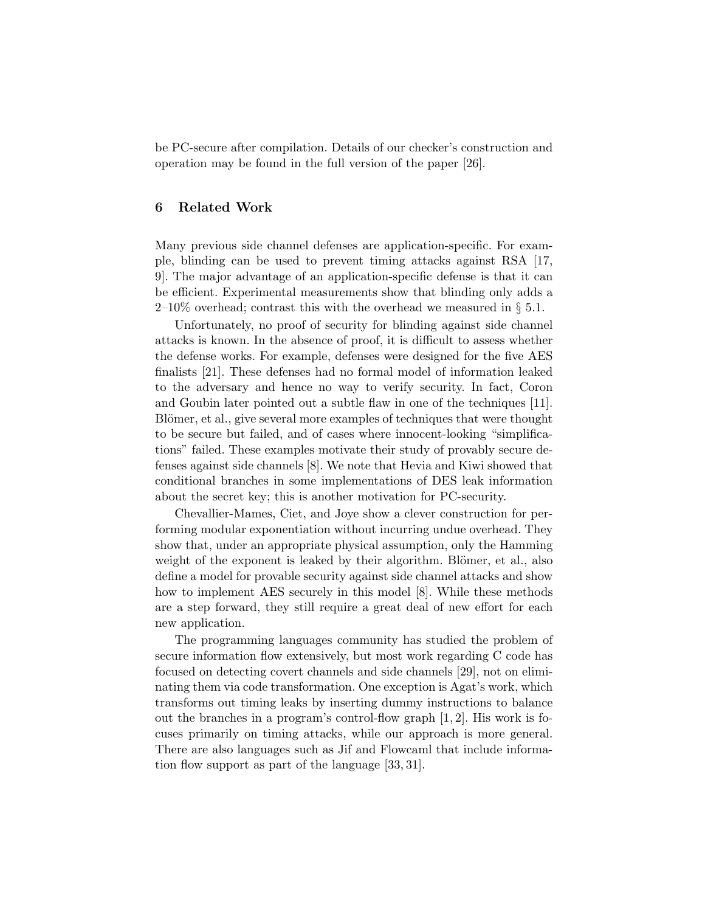be PC-secure after compilation. Details of our checker's construction and operation may be found in the full version of the paper [26].

## 6 Related Work

Many previous side channel defenses are application-specific. For example, blinding can be used to prevent timing attacks against RSA [17, 9]. The major advantage of an application-specific defense is that it can be efficient. Experimental measurements show that blinding only adds a 2–10% overhead; contrast this with the overhead we measured in § 5.1.

Unfortunately, no proof of security for blinding against side channel attacks is known. In the absence of proof, it is difficult to assess whether the defense works. For example, defenses were designed for the five AES finalists [21]. These defenses had no formal model of information leaked to the adversary and hence no way to verify security. In fact, Coron and Goubin later pointed out a subtle flaw in one of the techniques [11]. Blömer, et al., give several more examples of techniques that were thought to be secure but failed, and of cases where innocent-looking "simplifications" failed. These examples motivate their study of provably secure defenses against side channels [8]. We note that Hevia and Kiwi showed that conditional branches in some implementations of DES leak information about the secret key; this is another motivation for PC-security.

Chevallier-Mames, Ciet, and Joye show a clever construction for performing modular exponentiation without incurring undue overhead. They show that, under an appropriate physical assumption, only the Hamming weight of the exponent is leaked by their algorithm. Blömer, et al., also define a model for provable security against side channel attacks and show how to implement AES securely in this model [8]. While these methods are a step forward, they still require a great deal of new effort for each new application.

The programming languages community has studied the problem of secure information flow extensively, but most work regarding C code has focused on detecting covert channels and side channels [29], not on eliminating them via code transformation. One exception is Agat's work, which transforms out timing leaks by inserting dummy instructions to balance out the branches in a program's control-flow graph [1, 2]. His work is focuses primarily on timing attacks, while our approach is more general. There are also languages such as Jif and Flowcaml that include information flow support as part of the language [33, 31].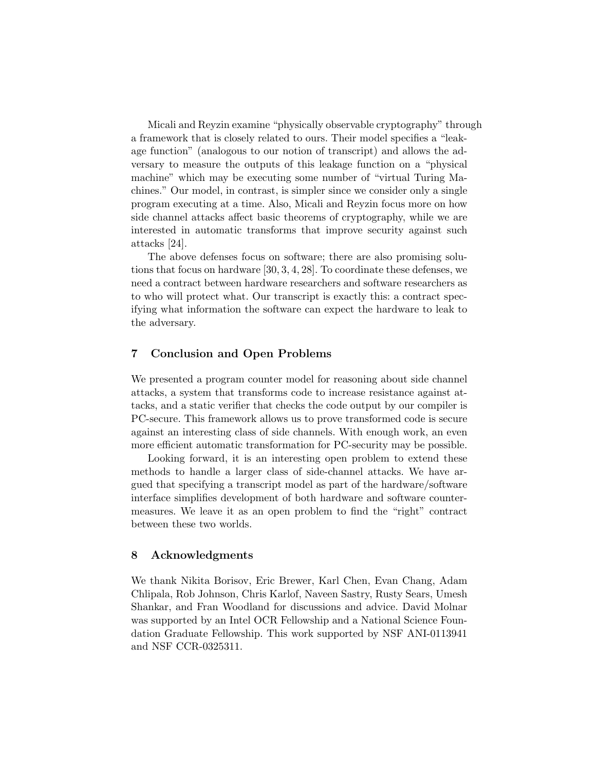Micali and Reyzin examine "physically observable cryptography" through a framework that is closely related to ours. Their model specifies a "leakage function" (analogous to our notion of transcript) and allows the adversary to measure the outputs of this leakage function on a "physical machine" which may be executing some number of "virtual Turing Machines." Our model, in contrast, is simpler since we consider only a single program executing at a time. Also, Micali and Reyzin focus more on how side channel attacks affect basic theorems of cryptography, while we are interested in automatic transforms that improve security against such attacks [24].

The above defenses focus on software; there are also promising solutions that focus on hardware [30, 3, 4, 28]. To coordinate these defenses, we need a contract between hardware researchers and software researchers as to who will protect what. Our transcript is exactly this: a contract specifying what information the software can expect the hardware to leak to the adversary.

## 7 Conclusion and Open Problems

We presented a program counter model for reasoning about side channel attacks, a system that transforms code to increase resistance against attacks, and a static verifier that checks the code output by our compiler is PC-secure. This framework allows us to prove transformed code is secure against an interesting class of side channels. With enough work, an even more efficient automatic transformation for PC-security may be possible.

Looking forward, it is an interesting open problem to extend these methods to handle a larger class of side-channel attacks. We have argued that specifying a transcript model as part of the hardware/software interface simplifies development of both hardware and software countermeasures. We leave it as an open problem to find the "right" contract between these two worlds.

## 8 Acknowledgments

We thank Nikita Borisov, Eric Brewer, Karl Chen, Evan Chang, Adam Chlipala, Rob Johnson, Chris Karlof, Naveen Sastry, Rusty Sears, Umesh Shankar, and Fran Woodland for discussions and advice. David Molnar was supported by an Intel OCR Fellowship and a National Science Foundation Graduate Fellowship. This work supported by NSF ANI-0113941 and NSF CCR-0325311.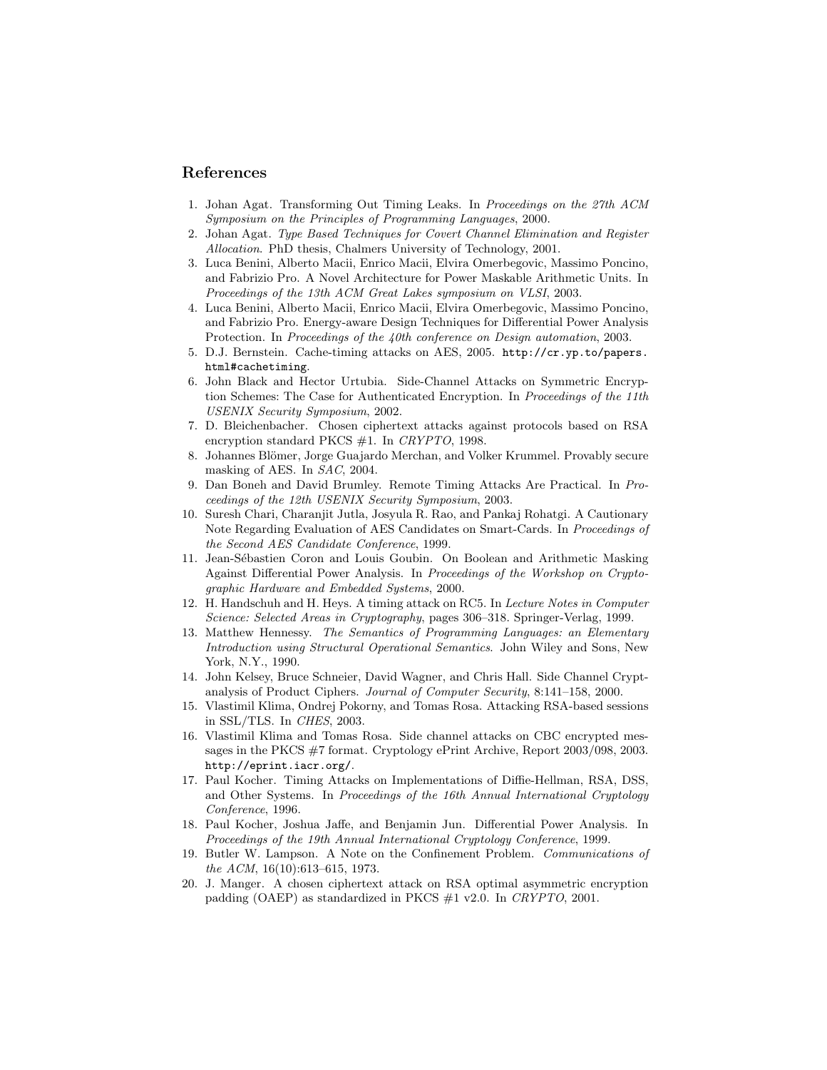## References

1. Johan Agat. Transforming Out Timing Leaks. In *Proceedings on the 27th ACM Symposium on the Principles of Programming Languages*, 2000.
2. Johan Agat. *Type Based Techniques for Covert Channel Elimination and Register Allocation*. PhD thesis, Chalmers University of Technology, 2001.
3. Luca Benini, Alberto Macii, Enrico Macii, Elvira Omerbegovic, Massimo Poncino, and Fabrizio Pro. A Novel Architecture for Power Maskable Arithmetic Units. In *Proceedings of the 13th ACM Great Lakes symposium on VLSI*, 2003.
4. Luca Benini, Alberto Macii, Enrico Macii, Elvira Omerbegovic, Massimo Poncino, and Fabrizio Pro. Energy-aware Design Techniques for Differential Power Analysis Protection. In *Proceedings of the 40th conference on Design automation*, 2003.
5. D.J. Bernstein. Cache-timing attacks on AES, 2005. `http://cr.yp.to/papers.html#cachetiming`.
6. John Black and Hector Urtubia. Side-Channel Attacks on Symmetric Encryption Schemes: The Case for Authenticated Encryption. In *Proceedings of the 11th USENIX Security Symposium*, 2002.
7. D. Bleichenbacher. Chosen ciphertext attacks against protocols based on RSA encryption standard PKCS #1. In *CRYPTO*, 1998.
8. Johannes Blömer, Jorge Guajardo Merchan, and Volker Krummel. Provably secure masking of AES. In *SAC*, 2004.
9. Dan Boneh and David Brumley. Remote Timing Attacks Are Practical. In *Proceedings of the 12th USENIX Security Symposium*, 2003.
10. Suresh Chari, Charanjit Jutla, Josyula R. Rao, and Pankaj Rohatgi. A Cautionary Note Regarding Evaluation of AES Candidates on Smart-Cards. In *Proceedings of the Second AES Candidate Conference*, 1999.
11. Jean-Sébastien Coron and Louis Goubin. On Boolean and Arithmetic Masking Against Differential Power Analysis. In *Proceedings of the Workshop on Cryptographic Hardware and Embedded Systems*, 2000.
12. H. Handschuh and H. Heys. A timing attack on RC5. In *Lecture Notes in Computer Science: Selected Areas in Cryptography*, pages 306–318. Springer-Verlag, 1999.
13. Matthew Hennessy. *The Semantics of Programming Languages: an Elementary Introduction using Structural Operational Semantics*. John Wiley and Sons, New York, N.Y., 1990.
14. John Kelsey, Bruce Schneier, David Wagner, and Chris Hall. Side Channel Cryptanalysis of Product Ciphers. *Journal of Computer Security*, 8:141–158, 2000.
15. Vlastimil Klima, Ondrej Pokorny, and Tomas Rosa. Attacking RSA-based sessions in SSL/TLS. In *CHES*, 2003.
16. Vlastimil Klima and Tomas Rosa. Side channel attacks on CBC encrypted messages in the PKCS #7 format. Cryptology ePrint Archive, Report 2003/098, 2003. `http://eprint.iacr.org/`.
17. Paul Kocher. Timing Attacks on Implementations of Diffie-Hellman, RSA, DSS, and Other Systems. In *Proceedings of the 16th Annual International Cryptology Conference*, 1996.
18. Paul Kocher, Joshua Jaffe, and Benjamin Jun. Differential Power Analysis. In *Proceedings of the 19th Annual International Cryptology Conference*, 1999.
19. Butler W. Lampson. A Note on the Confinement Problem. *Communications of the ACM*, 16(10):613–615, 1973.
20. J. Manger. A chosen ciphertext attack on RSA optimal asymmetric encryption padding (OAEP) as standardized in PKCS #1 v2.0. In *CRYPTO*, 2001.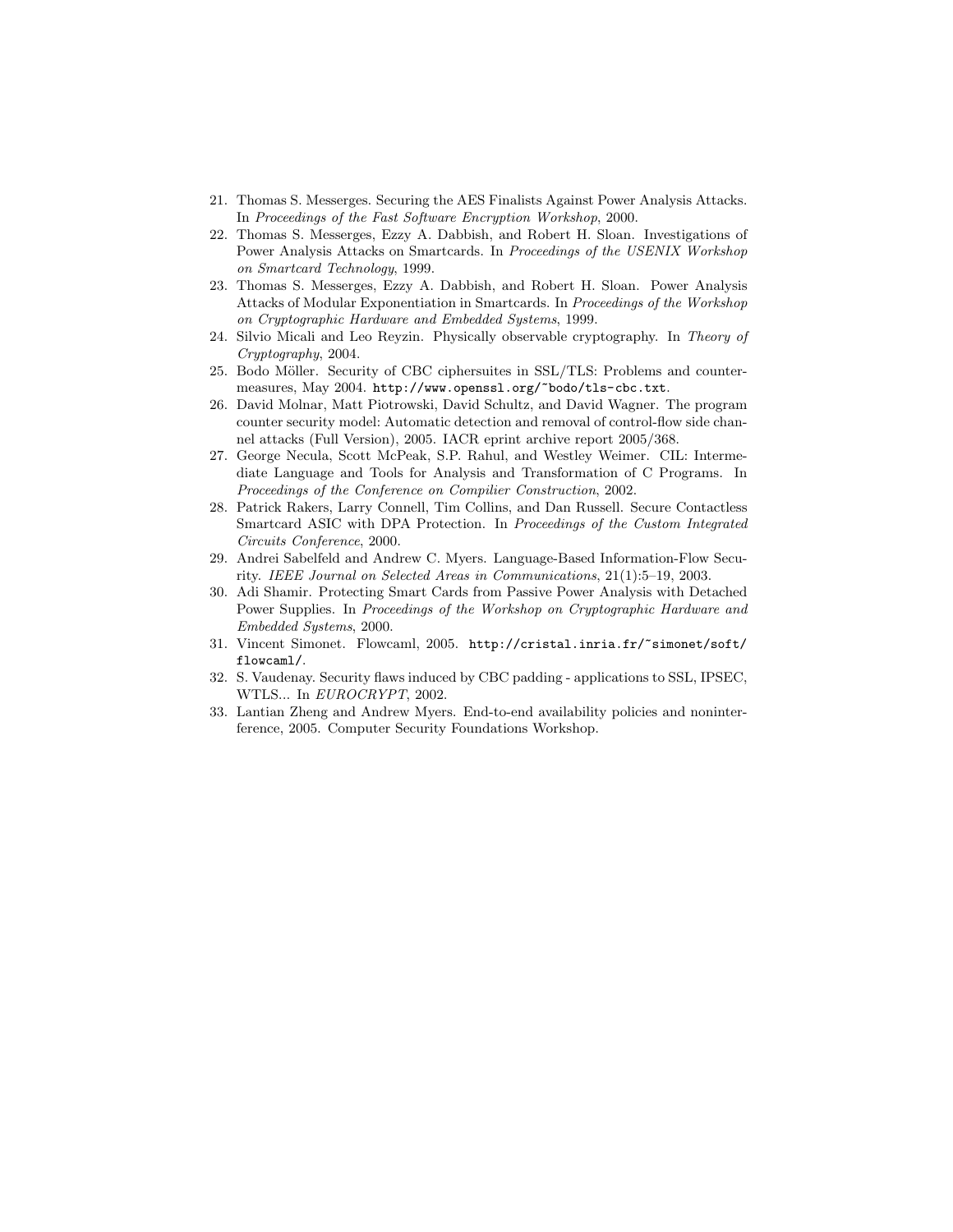21. Thomas S. Messerges. Securing the AES Finalists Against Power Analysis Attacks. In *Proceedings of the Fast Software Encryption Workshop*, 2000.
22. Thomas S. Messerges, Ezzy A. Dabbish, and Robert H. Sloan. Investigations of Power Analysis Attacks on Smartcards. In *Proceedings of the USENIX Workshop on Smartcard Technology*, 1999.
23. Thomas S. Messerges, Ezzy A. Dabbish, and Robert H. Sloan. Power Analysis Attacks of Modular Exponentiation in Smartcards. In *Proceedings of the Workshop on Cryptographic Hardware and Embedded Systems*, 1999.
24. Silvio Micali and Leo Reyzin. Physically observable cryptography. In *Theory of Cryptography*, 2004.
25. Bodo Möller. Security of CBC ciphersuites in SSL/TLS: Problems and countermeasures, May 2004. `http://www.openssl.org/~bodo/tls-cbc.txt`.
26. David Molnar, Matt Piotrowski, David Schultz, and David Wagner. The program counter security model: Automatic detection and removal of control-flow side channel attacks (Full Version), 2005. IACR eprint archive report 2005/368.
27. George Necula, Scott McPeak, S.P. Rahul, and Westley Weimer. CIL: Intermediate Language and Tools for Analysis and Transformation of C Programs. In *Proceedings of the Conference on Compilier Construction*, 2002.
28. Patrick Rakers, Larry Connell, Tim Collins, and Dan Russell. Secure Contactless Smartcard ASIC with DPA Protection. In *Proceedings of the Custom Integrated Circuits Conference*, 2000.
29. Andrei Sabelfeld and Andrew C. Myers. Language-Based Information-Flow Security. *IEEE Journal on Selected Areas in Communications*, 21(1):5–19, 2003.
30. Adi Shamir. Protecting Smart Cards from Passive Power Analysis with Detached Power Supplies. In *Proceedings of the Workshop on Cryptographic Hardware and Embedded Systems*, 2000.
31. Vincent Simonet. Flowcaml, 2005. `http://cristal.inria.fr/~simonet/soft/flowcaml/`.
32. S. Vaudenay. Security flaws induced by CBC padding - applications to SSL, IPSEC, WTLS... In *EUROCRYPT*, 2002.
33. Lantian Zheng and Andrew Myers. End-to-end availability policies and noninterference, 2005. Computer Security Foundations Workshop.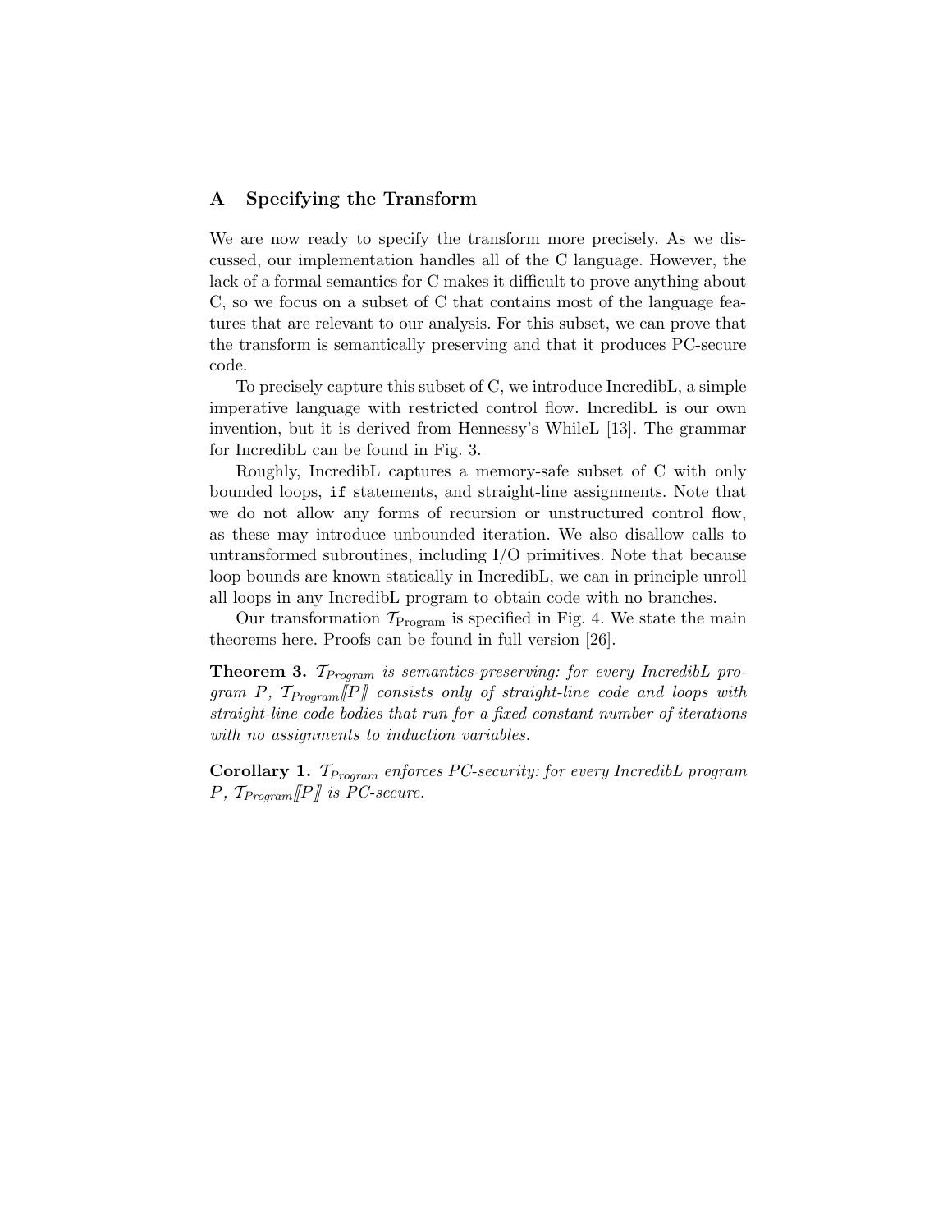## A Specifying the Transform

We are now ready to specify the transform more precisely. As we discussed, our implementation handles all of the C language. However, the lack of a formal semantics for C makes it difficult to prove anything about C, so we focus on a subset of C that contains most of the language features that are relevant to our analysis. For this subset, we can prove that the transform is semantically preserving and that it produces PC-secure code.

To precisely capture this subset of C, we introduce IncredibL, a simple imperative language with restricted control flow. IncredibL is our own invention, but it is derived from Hennessy's WhileL [13]. The grammar for IncredibL can be found in Fig. 3.

Roughly, IncredibL captures a memory-safe subset of C with only bounded loops, `if` statements, and straight-line assignments. Note that we do not allow any forms of recursion or unstructured control flow, as these may introduce unbounded iteration. We also disallow calls to untransformed subroutines, including I/O primitives. Note that because loop bounds are known statically in IncredibL, we can in principle unroll all loops in any IncredibL program to obtain code with no branches.

Our transformation $\mathcal{T}_{\text{Program}}$ is specified in Fig. 4. We state the main theorems here. Proofs can be found in full version [26].

**Theorem 3.** *$\mathcal{T}_{Program}$ is semantics-preserving: for every IncredibL program $P$, $\mathcal{T}_{Program}[\![P]\!]$ consists only of straight-line code and loops with straight-line code bodies that run for a fixed constant number of iterations with no assignments to induction variables.*

**Corollary 1.** *$\mathcal{T}_{Program}$ enforces PC-security: for every IncredibL program $P$, $\mathcal{T}_{Program}[\![P]\!]$ is PC-secure.*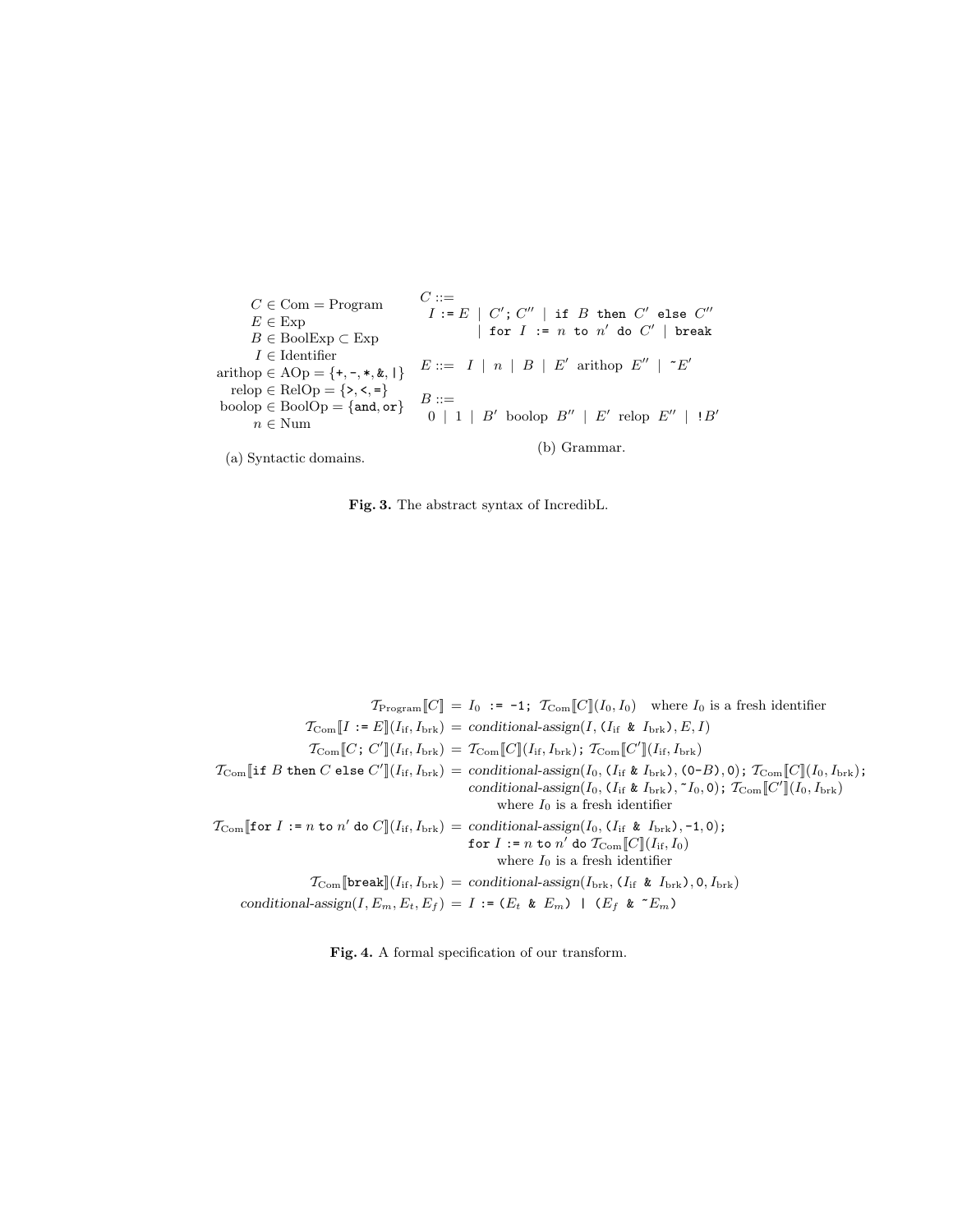$$
\begin{aligned}
C &\in \text{Com} = \text{Program} \\
E &\in \text{Exp} \\
B &\in \text{BoolExp} \subset \text{Exp} \\
I &\in \text{Identifier} \\
\text{arithop} &\in \text{AOp} = \{\texttt{+}, \texttt{-}, \texttt{*}, \texttt{\&}, \texttt{|}\} \\
\text{relop} &\in \text{RelOp} = \{\texttt{>}, \texttt{<}, \texttt{=}\} \\
\text{boolop} &\in \text{BoolOp} = \{\texttt{and}, \texttt{or}\} \\
n &\in \text{Num}
\end{aligned}
$$

(a) Syntactic domains.

$$
\begin{aligned}
C &::= \\
&\quad I \texttt{ := } E \;|\; C' \texttt{;} \; C'' \;|\; \texttt{if } B \texttt{ then } C' \texttt{ else } C'' \\
&\qquad |\; \texttt{for } I \texttt{ := } n \texttt{ to } n' \texttt{ do } C' \;|\; \texttt{break} \\
E &::= \; I \;|\; n \;|\; B \;|\; E' \text{ arithop } E'' \;|\; \texttt{\~{}}E' \\
B &::= \\
&\quad 0 \;|\; 1 \;|\; B' \text{ boolop } B'' \;|\; E' \text{ relop } E'' \;|\; \texttt{!}B'
\end{aligned}
$$

(b) Grammar.

**Fig. 3.** The abstract syntax of IncredibL.

$$
\begin{aligned}
\mathcal{T}_{\text{Program}}[\![C]\!] &= I_0 \texttt{ := -1; } \mathcal{T}_{\text{Com}}[\![C]\!](I_0, I_0) \quad \text{where } I_0 \text{ is a fresh identifier} \\
\mathcal{T}_{\text{Com}}[\![I \texttt{ := } E]\!](I_{\text{if}}, I_{\text{brk}}) &= \textit{conditional-assign}(I, (I_{\text{if}} \texttt{ \& } I_{\text{brk}}), E, I) \\
\mathcal{T}_{\text{Com}}[\![C\texttt{; } C']\!](I_{\text{if}}, I_{\text{brk}}) &= \mathcal{T}_{\text{Com}}[\![C]\!](I_{\text{if}}, I_{\text{brk}})\texttt{; } \mathcal{T}_{\text{Com}}[\![C']\!](I_{\text{if}}, I_{\text{brk}}) \\
\mathcal{T}_{\text{Com}}[\![\texttt{if } B \texttt{ then } C \texttt{ else } C']\!](I_{\text{if}}, I_{\text{brk}}) &= \textit{conditional-assign}(I_0, (I_{\text{if}} \texttt{ \& } I_{\text{brk}}), \texttt{(0-}B\texttt{)}, \texttt{0})\texttt{; } \mathcal{T}_{\text{Com}}[\![C]\!](I_0, I_{\text{brk}})\texttt{;} \\
&\quad\; \textit{conditional-assign}(I_0, (I_{\text{if}} \texttt{ \& } I_{\text{brk}}), \texttt{\~{}}I_0, \texttt{0})\texttt{; } \mathcal{T}_{\text{Com}}[\![C']\!](I_0, I_{\text{brk}}) \\
&\qquad\quad \text{where } I_0 \text{ is a fresh identifier} \\
\mathcal{T}_{\text{Com}}[\![\texttt{for } I \texttt{ := } n \texttt{ to } n' \texttt{ do } C]\!](I_{\text{if}}, I_{\text{brk}}) &= \textit{conditional-assign}(I_0, (I_{\text{if}} \texttt{ \& } I_{\text{brk}}), \texttt{-1}, \texttt{0})\texttt{;} \\
&\quad\; \texttt{for } I \texttt{ := } n \texttt{ to } n' \texttt{ do } \mathcal{T}_{\text{Com}}[\![C]\!](I_{\text{if}}, I_0) \\
&\qquad\quad \text{where } I_0 \text{ is a fresh identifier} \\
\mathcal{T}_{\text{Com}}[\![\texttt{break}]\!](I_{\text{if}}, I_{\text{brk}}) &= \textit{conditional-assign}(I_{\text{brk}}, (I_{\text{if}} \texttt{ \& } I_{\text{brk}}), \texttt{0}, I_{\text{brk}}) \\
\textit{conditional-assign}(I, E_m, E_t, E_f) &= I \texttt{ := (}E_t \texttt{ \& } E_m\texttt{) | (}E_f \texttt{ \& \~{}}E_m\texttt{)}
\end{aligned}
$$

**Fig. 4.** A formal specification of our transform.